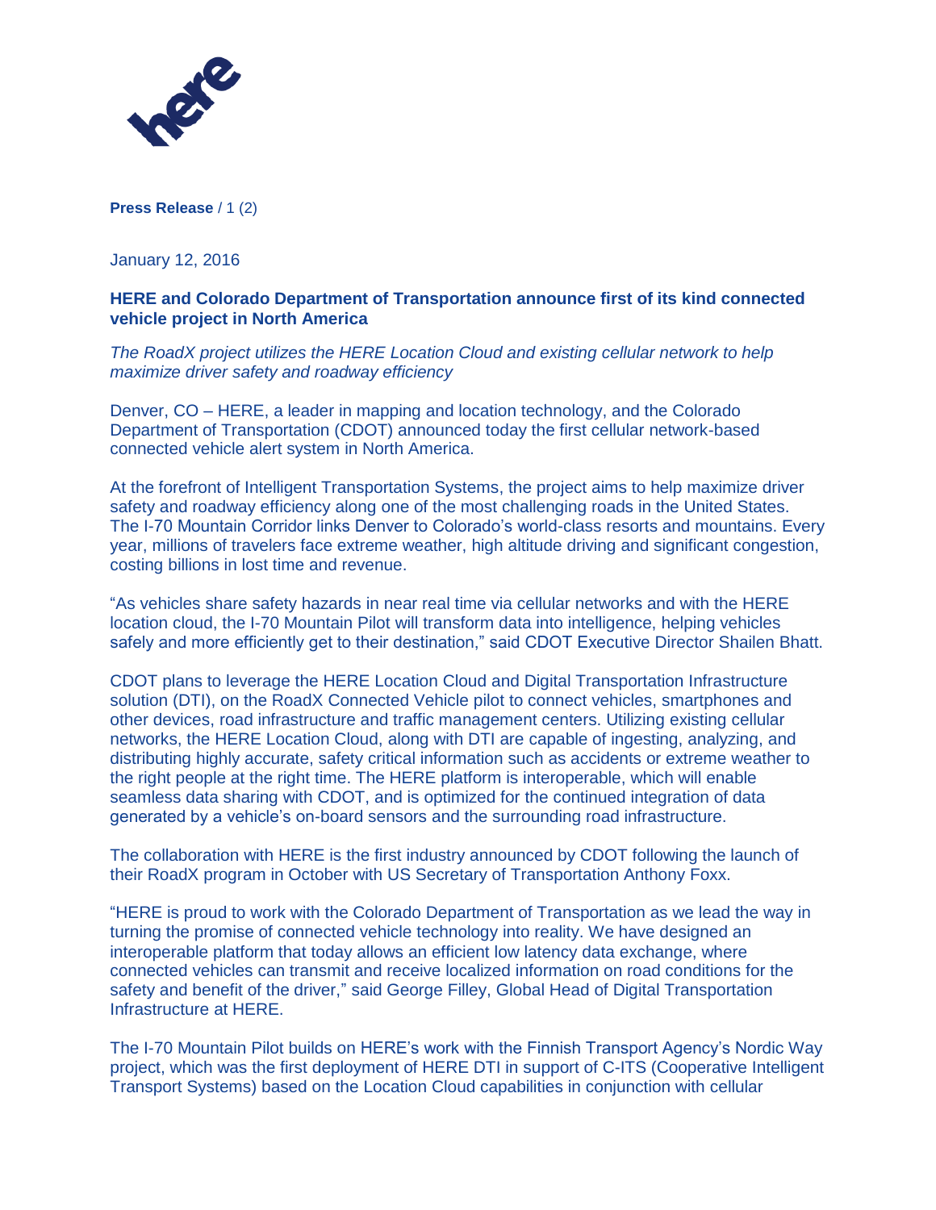**Press Release**

January 12, 2016

## HERE and Colorado Department of Transportation announce first of its kind connected vehicle project in North America

*The RoadX project utilizes the HERE Location Cloud and existing cellular network to help maximize driver safety and roadway efficiency*

Denver, CO – HERE, a leader in mapping and location technology, and the Colorado Department of Transportation (CDOT) announced today the first cellular network-based connected vehicle alert system in North America.

At the forefront of Intelligent Transportation Systems, the project aims to help maximize driver safety and roadway efficiency along one of the most challenging roads in the United States. The I-70 Mountain Corridor links Denver to Colorado's world-class resorts and mountains. Every year, millions of travelers face extreme weather, high altitude driving and significant congestion, costing billions in lost time and revenue.

"As vehicles share safety hazards in near real time via cellular networks and with the HERE location cloud, the I-70 Mountain Pilot will transform data into intelligence, helping vehicles safely and more efficiently get to their destination," said CDOT Executive Director Shailen Bhatt.

CDOT plans to leverage the HERE Location Cloud and Digital Transportation Infrastructure solution (DTI), on the RoadX Connected Vehicle pilot to connect vehicles, smartphones and other devices, road infrastructure and traffic management centers. Utilizing existing cellular networks, the HERE Location Cloud, along with DTI are capable of ingesting, analyzing, and distributing highly accurate, safety critical information such as accidents or extreme weather to the right people at the right time. The HERE platform is interoperable, which will enable seamless data sharing with CDOT, and is optimized for the continued integration of data generated by a vehicle's on-board sensors and the surrounding road infrastructure.

The collaboration with HERE is the first industry announced by CDOT following the launch of their RoadX program in October with US Secretary of Transportation Anthony Foxx.

"HERE is proud to work with the Colorado Department of Transportation as we lead the way in turning the promise of connected vehicle technology into reality. We have designed an interoperable platform that today allows an efficient low latency data exchange, where connected vehicles can transmit and receive localized information on road conditions for the safety and benefit of the driver," said George Filley, Global Head of Digital Transportation Infrastructure at HERE.

The I-70 Mountain Pilot builds on HERE's work with the Finnish Transport Agency's Nordic Way project, which was the first deployment of HERE DTI in support of C-ITS (Cooperative Intelligent Transport Systems) based on the Location Cloud capabilities in conjunction with cellular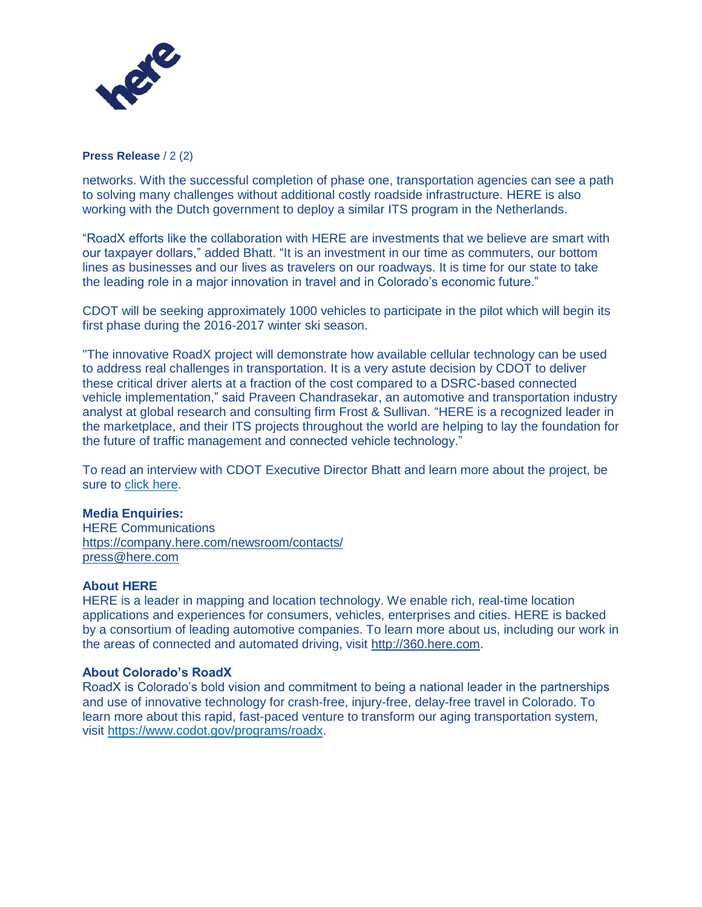**Press Release** / 2 (2)

networks. With the successful completion of phase one, transportation agencies can see a path to solving many challenges without additional costly roadside infrastructure. HERE is also working with the Dutch government to deploy a similar ITS program in the Netherlands.

"RoadX efforts like the collaboration with HERE are investments that we believe are smart with our taxpayer dollars," added Bhatt. "It is an investment in our time as commuters, our bottom lines as businesses and our lives as travelers on our roadways. It is time for our state to take the leading role in a major innovation in travel and in Colorado's economic future."

CDOT will be seeking approximately 1000 vehicles to participate in the pilot which will begin its first phase during the 2016-2017 winter ski season.

"The innovative RoadX project will demonstrate how available cellular technology can be used to address real challenges in transportation. It is a very astute decision by CDOT to deliver these critical driver alerts at a fraction of the cost compared to a DSRC-based connected vehicle implementation," said Praveen Chandrasekar, an automotive and transportation industry analyst at global research and consulting firm Frost & Sullivan. "HERE is a recognized leader in the marketplace, and their ITS projects throughout the world are helping to lay the foundation for the future of traffic management and connected vehicle technology."

To read an interview with CDOT Executive Director Bhatt and learn more about the project, be sure to click here.

**Media Enquiries:**
HERE Communications
https://company.here.com/newsroom/contacts/
press@here.com

**About HERE**
HERE is a leader in mapping and location technology. We enable rich, real-time location applications and experiences for consumers, vehicles, enterprises and cities. HERE is backed by a consortium of leading automotive companies. To learn more about us, including our work in the areas of connected and automated driving, visit http://360.here.com.

**About Colorado's RoadX**
RoadX is Colorado's bold vision and commitment to being a national leader in the partnerships and use of innovative technology for crash-free, injury-free, delay-free travel in Colorado. To learn more about this rapid, fast-paced venture to transform our aging transportation system, visit https://www.codot.gov/programs/roadx.